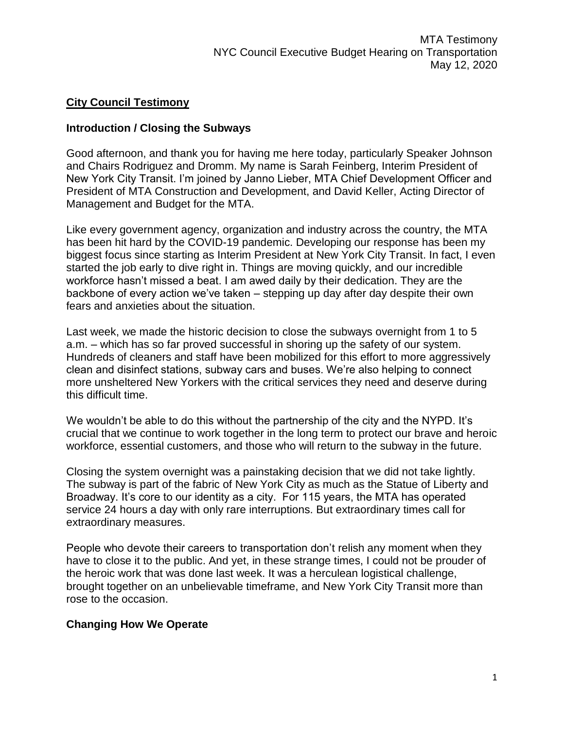## City Council Testimony

### Introduction / Closing the Subways

Good afternoon, and thank you for having me here today, particularly Speaker Johnson and Chairs Rodriguez and Dromm. My name is Sarah Feinberg, Interim President of New York City Transit. I'm joined by Janno Lieber, MTA Chief Development Officer and President of MTA Construction and Development, and David Keller, Acting Director of Management and Budget for the MTA.

Like every government agency, organization and industry across the country, the MTA has been hit hard by the COVID-19 pandemic. Developing our response has been my biggest focus since starting as Interim President at New York City Transit. In fact, I even started the job early to dive right in. Things are moving quickly, and our incredible workforce hasn't missed a beat. I am awed daily by their dedication. They are the backbone of every action we've taken – stepping up day after day despite their own fears and anxieties about the situation.

Last week, we made the historic decision to close the subways overnight from 1 to 5 a.m. – which has so far proved successful in shoring up the safety of our system. Hundreds of cleaners and staff have been mobilized for this effort to more aggressively clean and disinfect stations, subway cars and buses. We're also helping to connect more unsheltered New Yorkers with the critical services they need and deserve during this difficult time.

We wouldn't be able to do this without the partnership of the city and the NYPD. It's crucial that we continue to work together in the long term to protect our brave and heroic workforce, essential customers, and those who will return to the subway in the future.

Closing the system overnight was a painstaking decision that we did not take lightly. The subway is part of the fabric of New York City as much as the Statue of Liberty and Broadway. It's core to our identity as a city. For 115 years, the MTA has operated service 24 hours a day with only rare interruptions. But extraordinary times call for extraordinary measures.

People who devote their careers to transportation don't relish any moment when they have to close it to the public. And yet, in these strange times, I could not be prouder of the heroic work that was done last week. It was a herculean logistical challenge, brought together on an unbelievable timeframe, and New York City Transit more than rose to the occasion.

### Changing How We Operate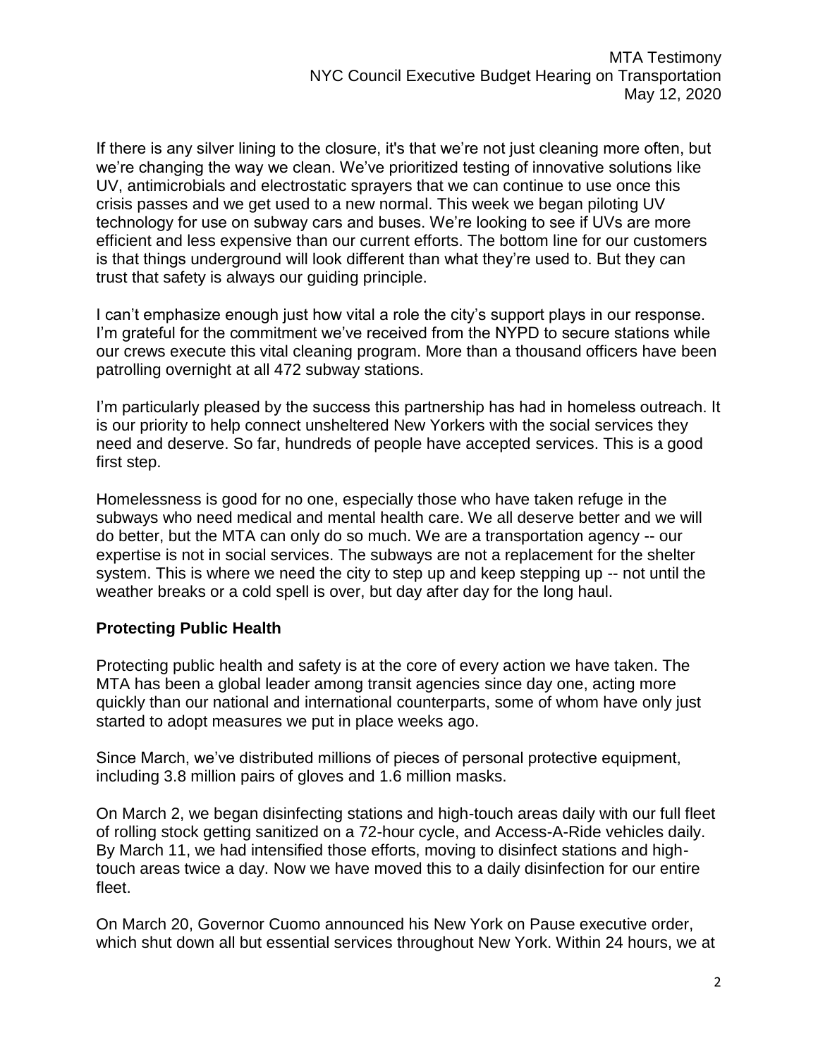If there is any silver lining to the closure, it's that we're not just cleaning more often, but we're changing the way we clean. We've prioritized testing of innovative solutions like UV, antimicrobials and electrostatic sprayers that we can continue to use once this crisis passes and we get used to a new normal. This week we began piloting UV technology for use on subway cars and buses. We're looking to see if UVs are more efficient and less expensive than our current efforts. The bottom line for our customers is that things underground will look different than what they're used to. But they can trust that safety is always our guiding principle.

I can't emphasize enough just how vital a role the city's support plays in our response. I'm grateful for the commitment we've received from the NYPD to secure stations while our crews execute this vital cleaning program. More than a thousand officers have been patrolling overnight at all 472 subway stations.

I'm particularly pleased by the success this partnership has had in homeless outreach. It is our priority to help connect unsheltered New Yorkers with the social services they need and deserve. So far, hundreds of people have accepted services. This is a good first step.

Homelessness is good for no one, especially those who have taken refuge in the subways who need medical and mental health care. We all deserve better and we will do better, but the MTA can only do so much. We are a transportation agency -- our expertise is not in social services. The subways are not a replacement for the shelter system. This is where we need the city to step up and keep stepping up -- not until the weather breaks or a cold spell is over, but day after day for the long haul.

**Protecting Public Health**

Protecting public health and safety is at the core of every action we have taken. The MTA has been a global leader among transit agencies since day one, acting more quickly than our national and international counterparts, some of whom have only just started to adopt measures we put in place weeks ago.

Since March, we've distributed millions of pieces of personal protective equipment, including 3.8 million pairs of gloves and 1.6 million masks.

On March 2, we began disinfecting stations and high-touch areas daily with our full fleet of rolling stock getting sanitized on a 72-hour cycle, and Access-A-Ride vehicles daily. By March 11, we had intensified those efforts, moving to disinfect stations and high-touch areas twice a day. Now we have moved this to a daily disinfection for our entire fleet.

On March 20, Governor Cuomo announced his New York on Pause executive order, which shut down all but essential services throughout New York. Within 24 hours, we at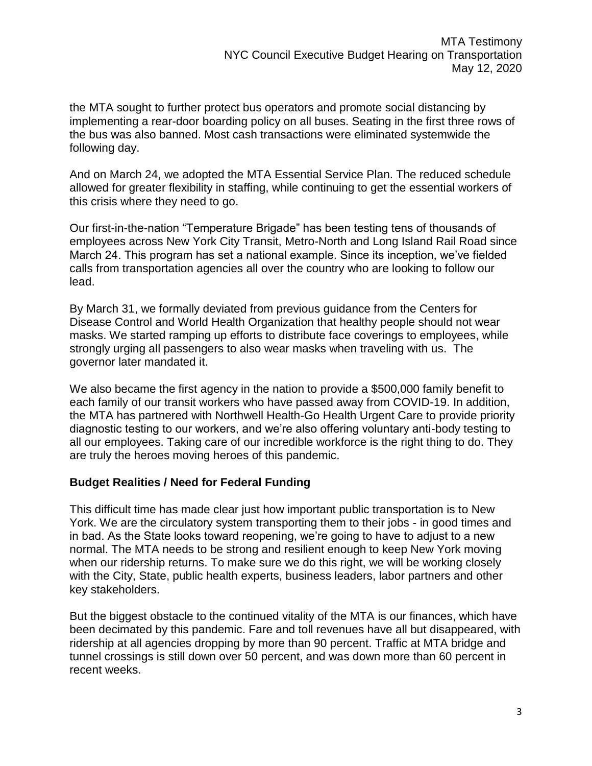the MTA sought to further protect bus operators and promote social distancing by implementing a rear-door boarding policy on all buses. Seating in the first three rows of the bus was also banned. Most cash transactions were eliminated systemwide the following day.

And on March 24, we adopted the MTA Essential Service Plan. The reduced schedule allowed for greater flexibility in staffing, while continuing to get the essential workers of this crisis where they need to go.

Our first-in-the-nation "Temperature Brigade" has been testing tens of thousands of employees across New York City Transit, Metro-North and Long Island Rail Road since March 24. This program has set a national example. Since its inception, we've fielded calls from transportation agencies all over the country who are looking to follow our lead.

By March 31, we formally deviated from previous guidance from the Centers for Disease Control and World Health Organization that healthy people should not wear masks. We started ramping up efforts to distribute face coverings to employees, while strongly urging all passengers to also wear masks when traveling with us. The governor later mandated it.

We also became the first agency in the nation to provide a $500,000 family benefit to each family of our transit workers who have passed away from COVID-19. In addition, the MTA has partnered with Northwell Health-Go Health Urgent Care to provide priority diagnostic testing to our workers, and we're also offering voluntary anti-body testing to all our employees. Taking care of our incredible workforce is the right thing to do. They are truly the heroes moving heroes of this pandemic.

**Budget Realities / Need for Federal Funding**

This difficult time has made clear just how important public transportation is to New York. We are the circulatory system transporting them to their jobs - in good times and in bad. As the State looks toward reopening, we're going to have to adjust to a new normal. The MTA needs to be strong and resilient enough to keep New York moving when our ridership returns. To make sure we do this right, we will be working closely with the City, State, public health experts, business leaders, labor partners and other key stakeholders.

But the biggest obstacle to the continued vitality of the MTA is our finances, which have been decimated by this pandemic. Fare and toll revenues have all but disappeared, with ridership at all agencies dropping by more than 90 percent. Traffic at MTA bridge and tunnel crossings is still down over 50 percent, and was down more than 60 percent in recent weeks.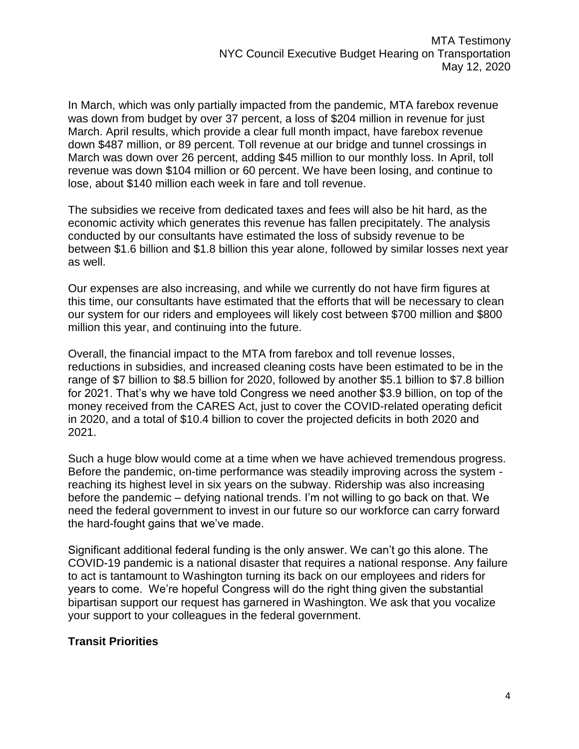In March, which was only partially impacted from the pandemic, MTA farebox revenue was down from budget by over 37 percent, a loss of $204 million in revenue for just March. April results, which provide a clear full month impact, have farebox revenue down $487 million, or 89 percent. Toll revenue at our bridge and tunnel crossings in March was down over 26 percent, adding $45 million to our monthly loss. In April, toll revenue was down $104 million or 60 percent. We have been losing, and continue to lose, about $140 million each week in fare and toll revenue.

The subsidies we receive from dedicated taxes and fees will also be hit hard, as the economic activity which generates this revenue has fallen precipitately. The analysis conducted by our consultants have estimated the loss of subsidy revenue to be between $1.6 billion and $1.8 billion this year alone, followed by similar losses next year as well.

Our expenses are also increasing, and while we currently do not have firm figures at this time, our consultants have estimated that the efforts that will be necessary to clean our system for our riders and employees will likely cost between $700 million and $800 million this year, and continuing into the future.

Overall, the financial impact to the MTA from farebox and toll revenue losses, reductions in subsidies, and increased cleaning costs have been estimated to be in the range of $7 billion to $8.5 billion for 2020, followed by another $5.1 billion to $7.8 billion for 2021. That's why we have told Congress we need another $3.9 billion, on top of the money received from the CARES Act, just to cover the COVID-related operating deficit in 2020, and a total of $10.4 billion to cover the projected deficits in both 2020 and 2021.

Such a huge blow would come at a time when we have achieved tremendous progress. Before the pandemic, on-time performance was steadily improving across the system - reaching its highest level in six years on the subway. Ridership was also increasing before the pandemic – defying national trends. I'm not willing to go back on that. We need the federal government to invest in our future so our workforce can carry forward the hard-fought gains that we've made.

Significant additional federal funding is the only answer. We can't go this alone. The COVID-19 pandemic is a national disaster that requires a national response. Any failure to act is tantamount to Washington turning its back on our employees and riders for years to come. We're hopeful Congress will do the right thing given the substantial bipartisan support our request has garnered in Washington. We ask that you vocalize your support to your colleagues in the federal government.

## Transit Priorities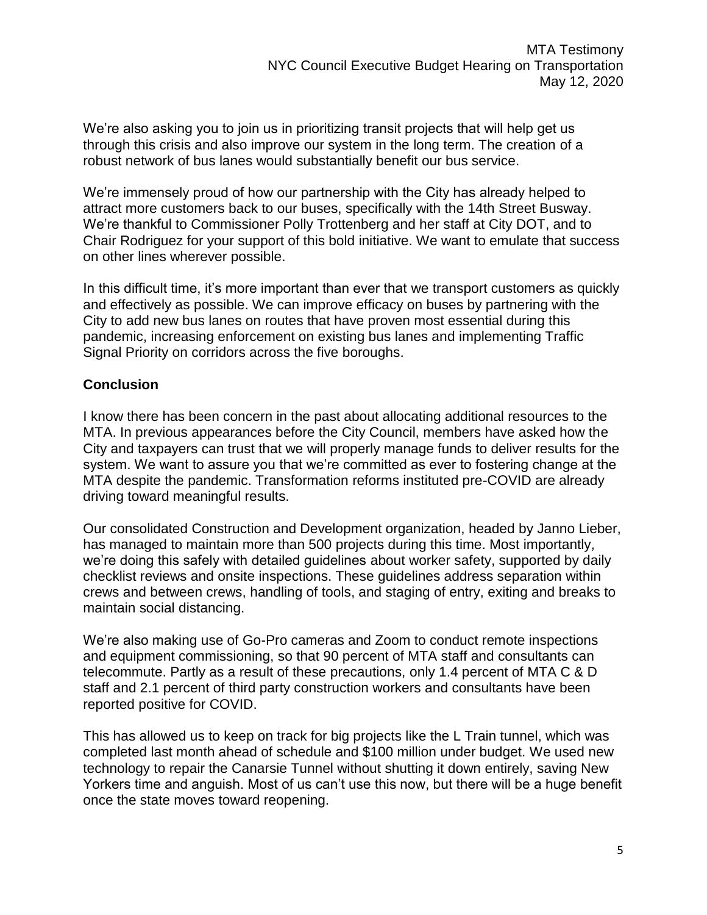We're also asking you to join us in prioritizing transit projects that will help get us through this crisis and also improve our system in the long term. The creation of a robust network of bus lanes would substantially benefit our bus service.

We're immensely proud of how our partnership with the City has already helped to attract more customers back to our buses, specifically with the 14th Street Busway. We're thankful to Commissioner Polly Trottenberg and her staff at City DOT, and to Chair Rodriguez for your support of this bold initiative. We want to emulate that success on other lines wherever possible.

In this difficult time, it's more important than ever that we transport customers as quickly and effectively as possible. We can improve efficacy on buses by partnering with the City to add new bus lanes on routes that have proven most essential during this pandemic, increasing enforcement on existing bus lanes and implementing Traffic Signal Priority on corridors across the five boroughs.

## Conclusion

I know there has been concern in the past about allocating additional resources to the MTA. In previous appearances before the City Council, members have asked how the City and taxpayers can trust that we will properly manage funds to deliver results for the system. We want to assure you that we're committed as ever to fostering change at the MTA despite the pandemic. Transformation reforms instituted pre-COVID are already driving toward meaningful results.

Our consolidated Construction and Development organization, headed by Janno Lieber, has managed to maintain more than 500 projects during this time. Most importantly, we're doing this safely with detailed guidelines about worker safety, supported by daily checklist reviews and onsite inspections. These guidelines address separation within crews and between crews, handling of tools, and staging of entry, exiting and breaks to maintain social distancing.

We're also making use of Go-Pro cameras and Zoom to conduct remote inspections and equipment commissioning, so that 90 percent of MTA staff and consultants can telecommute. Partly as a result of these precautions, only 1.4 percent of MTA C & D staff and 2.1 percent of third party construction workers and consultants have been reported positive for COVID.

This has allowed us to keep on track for big projects like the L Train tunnel, which was completed last month ahead of schedule and $100 million under budget. We used new technology to repair the Canarsie Tunnel without shutting it down entirely, saving New Yorkers time and anguish. Most of us can't use this now, but there will be a huge benefit once the state moves toward reopening.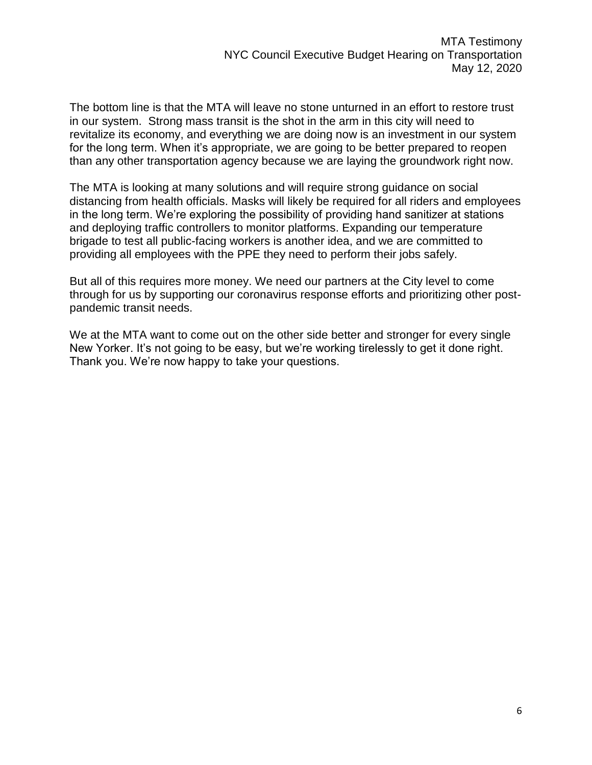The bottom line is that the MTA will leave no stone unturned in an effort to restore trust in our system.  Strong mass transit is the shot in the arm in this city will need to revitalize its economy, and everything we are doing now is an investment in our system for the long term. When it's appropriate, we are going to be better prepared to reopen than any other transportation agency because we are laying the groundwork right now.

The MTA is looking at many solutions and will require strong guidance on social distancing from health officials. Masks will likely be required for all riders and employees in the long term. We're exploring the possibility of providing hand sanitizer at stations and deploying traffic controllers to monitor platforms. Expanding our temperature brigade to test all public-facing workers is another idea, and we are committed to providing all employees with the PPE they need to perform their jobs safely.

But all of this requires more money. We need our partners at the City level to come through for us by supporting our coronavirus response efforts and prioritizing other post-pandemic transit needs.

We at the MTA want to come out on the other side better and stronger for every single New Yorker. It's not going to be easy, but we're working tirelessly to get it done right. Thank you. We're now happy to take your questions.